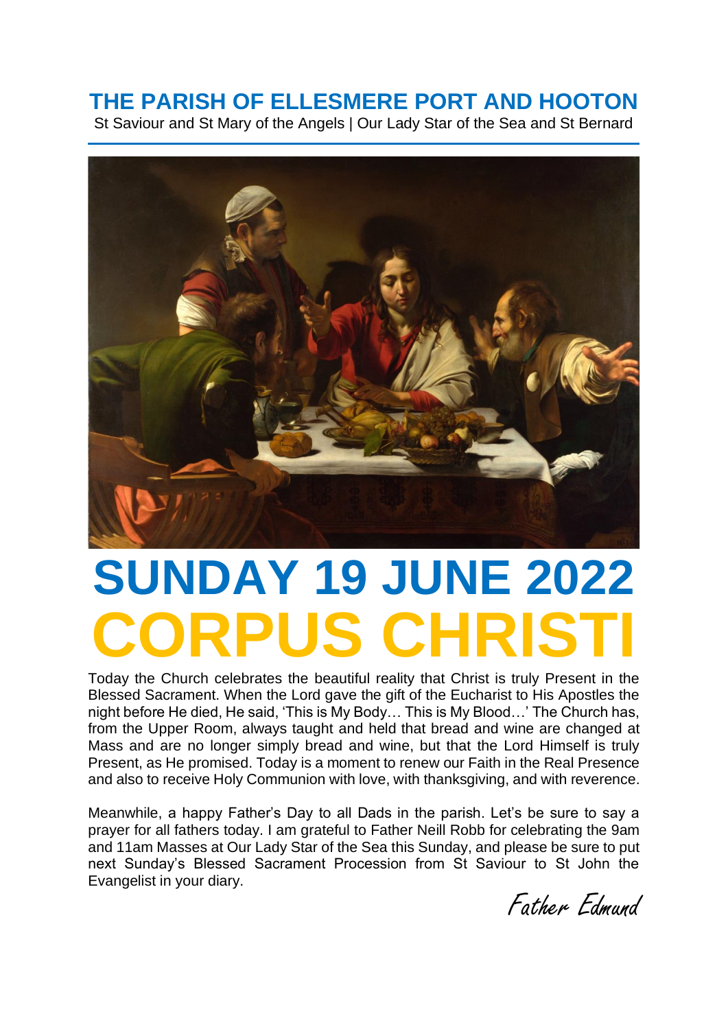# THE PARISH OF ELLESMERE PORT AND HOOTON

St Saviour and St Mary of the Angels | Our Lady Star of the Sea and St Bernard

# SUNDAY 19 JUNE 2022

# CORPUS CHRISTI

Today the Church celebrates the beautiful reality that Christ is truly Present in the Blessed Sacrament. When the Lord gave the gift of the Eucharist to His Apostles the night before He died, He said, 'This is My Body… This is My Blood…' The Church has, from the Upper Room, always taught and held that bread and wine are changed at Mass and are no longer simply bread and wine, but that the Lord Himself is truly Present, as He promised. Today is a moment to renew our Faith in the Real Presence and also to receive Holy Communion with love, with thanksgiving, and with reverence.

Meanwhile, a happy Father's Day to all Dads in the parish. Let's be sure to say a prayer for all fathers today. I am grateful to Father Neill Robb for celebrating the 9am and 11am Masses at Our Lady Star of the Sea this Sunday, and please be sure to put next Sunday's Blessed Sacrament Procession from St Saviour to St John the Evangelist in your diary.

*Father Edmund*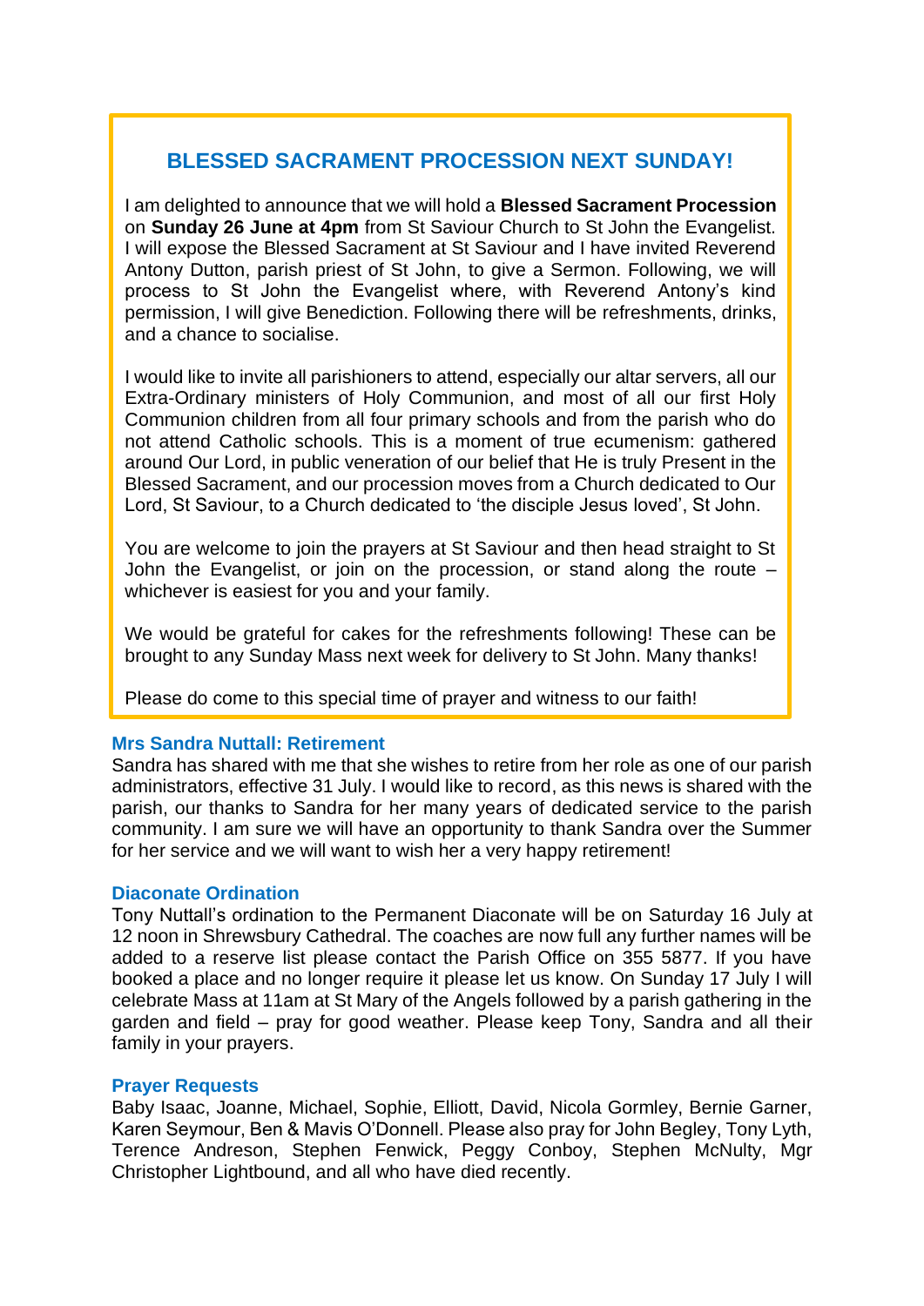## BLESSED SACRAMENT PROCESSION NEXT SUNDAY!

I am delighted to announce that we will hold a **Blessed Sacrament Procession** on **Sunday 26 June at 4pm** from St Saviour Church to St John the Evangelist. I will expose the Blessed Sacrament at St Saviour and I have invited Reverend Antony Dutton, parish priest of St John, to give a Sermon. Following, we will process to St John the Evangelist where, with Reverend Antony's kind permission, I will give Benediction. Following there will be refreshments, drinks, and a chance to socialise.

I would like to invite all parishioners to attend, especially our altar servers, all our Extra-Ordinary ministers of Holy Communion, and most of all our first Holy Communion children from all four primary schools and from the parish who do not attend Catholic schools. This is a moment of true ecumenism: gathered around Our Lord, in public veneration of our belief that He is truly Present in the Blessed Sacrament, and our procession moves from a Church dedicated to Our Lord, St Saviour, to a Church dedicated to 'the disciple Jesus loved', St John.

You are welcome to join the prayers at St Saviour and then head straight to St John the Evangelist, or join on the procession, or stand along the route – whichever is easiest for you and your family.

We would be grateful for cakes for the refreshments following! These can be brought to any Sunday Mass next week for delivery to St John. Many thanks!

Please do come to this special time of prayer and witness to our faith!

### Mrs Sandra Nuttall: Retirement

Sandra has shared with me that she wishes to retire from her role as one of our parish administrators, effective 31 July. I would like to record, as this news is shared with the parish, our thanks to Sandra for her many years of dedicated service to the parish community. I am sure we will have an opportunity to thank Sandra over the Summer for her service and we will want to wish her a very happy retirement!

### Diaconate Ordination

Tony Nuttall's ordination to the Permanent Diaconate will be on Saturday 16 July at 12 noon in Shrewsbury Cathedral. The coaches are now full any further names will be added to a reserve list please contact the Parish Office on 355 5877. If you have booked a place and no longer require it please let us know. On Sunday 17 July I will celebrate Mass at 11am at St Mary of the Angels followed by a parish gathering in the garden and field – pray for good weather. Please keep Tony, Sandra and all their family in your prayers.

### Prayer Requests

Baby Isaac, Joanne, Michael, Sophie, Elliott, David, Nicola Gormley, Bernie Garner, Karen Seymour, Ben & Mavis O'Donnell. Please also pray for John Begley, Tony Lyth, Terence Andreson, Stephen Fenwick, Peggy Conboy, Stephen McNulty, Mgr Christopher Lightbound, and all who have died recently.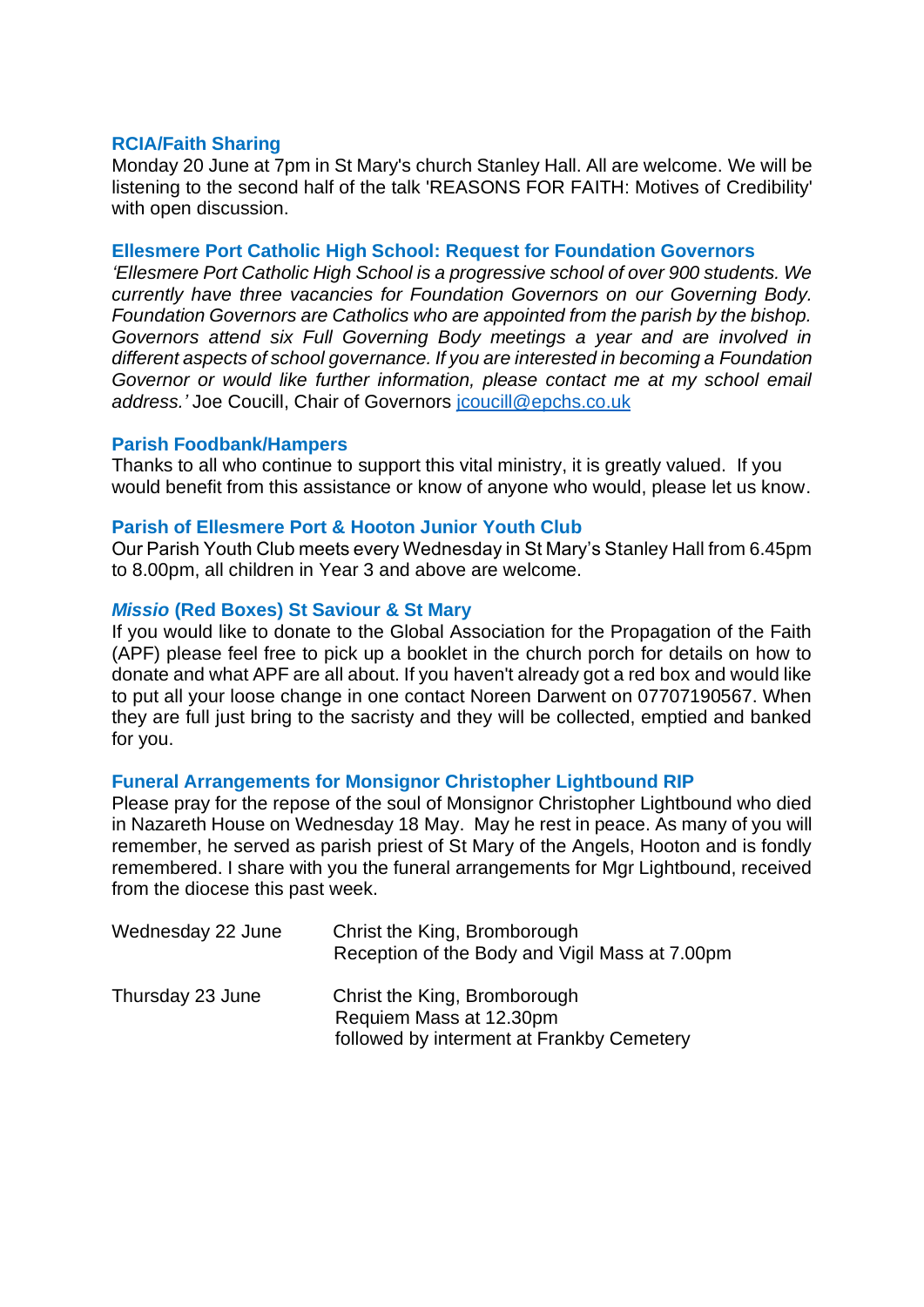### RCIA/Faith Sharing

Monday 20 June at 7pm in St Mary's church Stanley Hall. All are welcome. We will be listening to the second half of the talk 'REASONS FOR FAITH: Motives of Credibility' with open discussion.

### Ellesmere Port Catholic High School: Request for Foundation Governors

*'Ellesmere Port Catholic High School is a progressive school of over 900 students. We currently have three vacancies for Foundation Governors on our Governing Body. Foundation Governors are Catholics who are appointed from the parish by the bishop. Governors attend six Full Governing Body meetings a year and are involved in different aspects of school governance. If you are interested in becoming a Foundation Governor or would like further information, please contact me at my school email address.'* Joe Coucill, Chair of Governors jcoucill@epchs.co.uk

### Parish Foodbank/Hampers

Thanks to all who continue to support this vital ministry, it is greatly valued. If you would benefit from this assistance or know of anyone who would, please let us know.

### Parish of Ellesmere Port & Hooton Junior Youth Club

Our Parish Youth Club meets every Wednesday in St Mary's Stanley Hall from 6.45pm to 8.00pm, all children in Year 3 and above are welcome.

### *Missio* (Red Boxes) St Saviour & St Mary

If you would like to donate to the Global Association for the Propagation of the Faith (APF) please feel free to pick up a booklet in the church porch for details on how to donate and what APF are all about. If you haven't already got a red box and would like to put all your loose change in one contact Noreen Darwent on 07707190567. When they are full just bring to the sacristy and they will be collected, emptied and banked for you.

### Funeral Arrangements for Monsignor Christopher Lightbound RIP

Please pray for the repose of the soul of Monsignor Christopher Lightbound who died in Nazareth House on Wednesday 18 May. May he rest in peace. As many of you will remember, he served as parish priest of St Mary of the Angels, Hooton and is fondly remembered. I share with you the funeral arrangements for Mgr Lightbound, received from the diocese this past week.

| | |
|---|---|
| Wednesday 22 June | Christ the King, Bromborough<br>Reception of the Body and Vigil Mass at 7.00pm |
| Thursday 23 June | Christ the King, Bromborough<br>Requiem Mass at 12.30pm<br>followed by interment at Frankby Cemetery |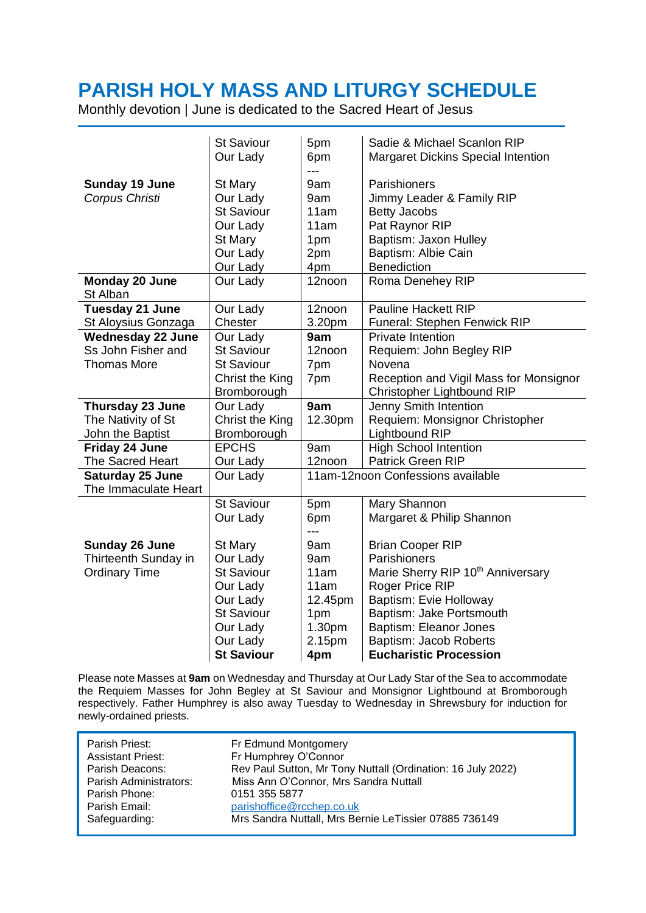# PARISH HOLY MASS AND LITURGY SCHEDULE

Monthly devotion | June is dedicated to the Sacred Heart of Jesus

| | | | |
|---|---|---|---|
| | St Saviour | 5pm | Sadie & Michael Scanlon RIP |
| | Our Lady | 6pm | Margaret Dickins Special Intention |
| | | --- | |
| **Sunday 19 June** | St Mary | 9am | Parishioners |
| *Corpus Christi* | Our Lady | 9am | Jimmy Leader & Family RIP |
| | St Saviour | 11am | Betty Jacobs |
| | Our Lady | 11am | Pat Raynor RIP |
| | St Mary | 1pm | Baptism: Jaxon Hulley |
| | Our Lady | 2pm | Baptism: Albie Cain |
| | Our Lady | 4pm | Benediction |
| **Monday 20 June** St Alban | Our Lady | 12noon | Roma Denehey RIP |
| **Tuesday 21 June** St Aloysius Gonzaga | Our Lady | 12noon | Pauline Hackett RIP |
| | Chester | 3.20pm | Funeral: Stephen Fenwick RIP |
| **Wednesday 22 June** Ss John Fisher and Thomas More | Our Lady | **9am** | Private Intention |
| | St Saviour | 12noon | Requiem: John Begley RIP |
| | St Saviour | 7pm | Novena |
| | Christ the King Bromborough | 7pm | Reception and Vigil Mass for Monsignor Christopher Lightbound RIP |
| **Thursday 23 June** The Nativity of St John the Baptist | Our Lady | **9am** | Jenny Smith Intention |
| | Christ the King Bromborough | 12.30pm | Requiem: Monsignor Christopher Lightbound RIP |
| **Friday 24 June** The Sacred Heart | EPCHS | 9am | High School Intention |
| | Our Lady | 12noon | Patrick Green RIP |
| **Saturday 25 June** The Immaculate Heart | Our Lady | 11am-12noon Confessions available | |
| | St Saviour | 5pm | Mary Shannon |
| | Our Lady | 6pm | Margaret & Philip Shannon |
| | | --- | |
| **Sunday 26 June** | St Mary | 9am | Brian Cooper RIP |
| Thirteenth Sunday in Ordinary Time | Our Lady | 9am | Parishioners |
| | St Saviour | 11am | Marie Sherry RIP 10th Anniversary |
| | Our Lady | 11am | Roger Price RIP |
| | Our Lady | 12.45pm | Baptism: Evie Holloway |
| | St Saviour | 1pm | Baptism: Jake Portsmouth |
| | Our Lady | 1.30pm | Baptism: Eleanor Jones |
| | Our Lady | 2.15pm | Baptism: Jacob Roberts |
| | **St Saviour** | **4pm** | **Eucharistic Procession** |

Please note Masses at **9am** on Wednesday and Thursday at Our Lady Star of the Sea to accommodate the Requiem Masses for John Begley at St Saviour and Monsignor Lightbound at Bromborough respectively. Father Humphrey is also away Tuesday to Wednesday in Shrewsbury for induction for newly-ordained priests.

| | |
|---|---|
| Parish Priest: | Fr Edmund Montgomery |
| Assistant Priest: | Fr Humphrey O'Connor |
| Parish Deacons: | Rev Paul Sutton, Mr Tony Nuttall (Ordination: 16 July 2022) |
| Parish Administrators: | Miss Ann O'Connor, Mrs Sandra Nuttall |
| Parish Phone: | 0151 355 5877 |
| Parish Email: | parishoffice@rcchep.co.uk |
| Safeguarding: | Mrs Sandra Nuttall, Mrs Bernie LeTissier 07885 736149 |